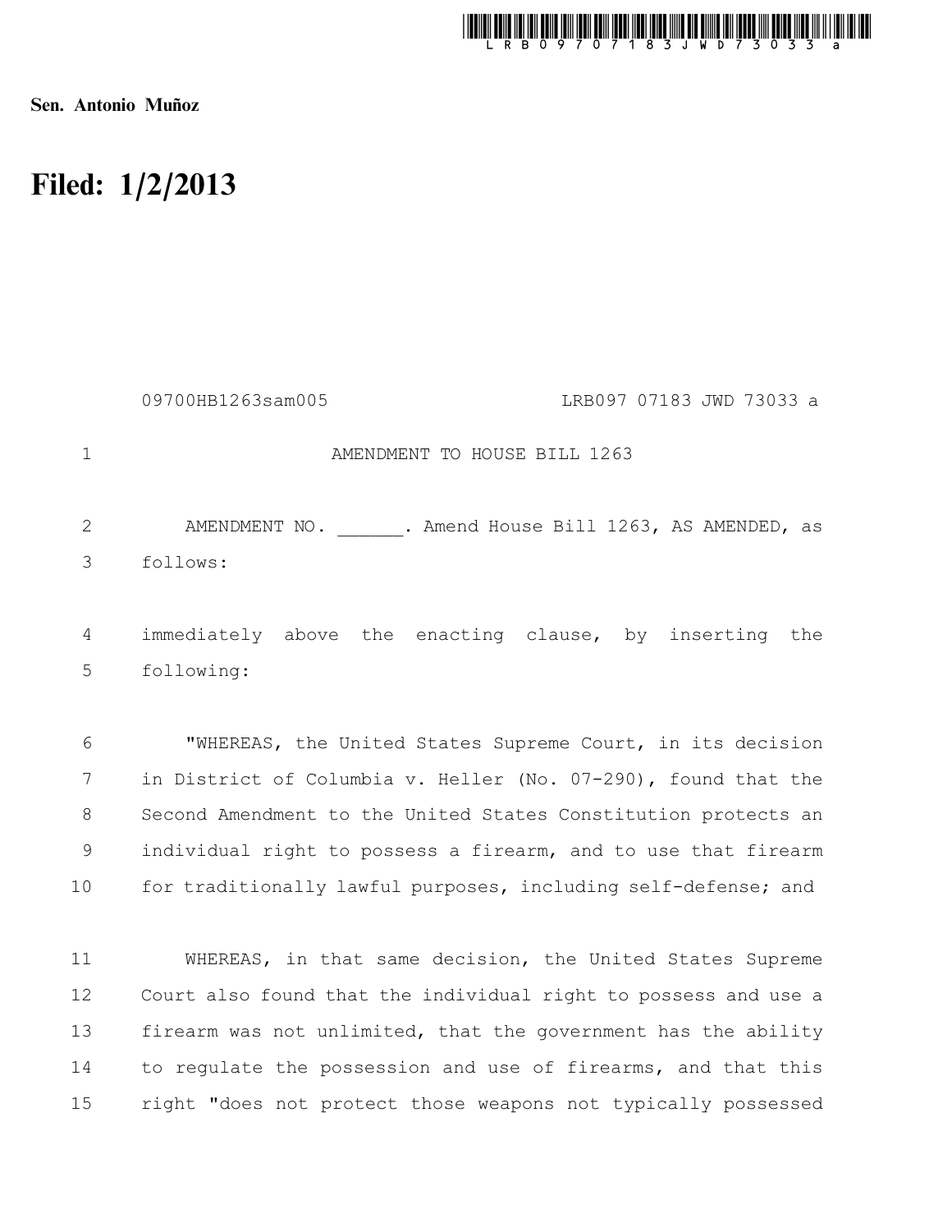Sen. Antonio Muñoz

# Filed: 1/2/2013

09700HB1263sam005 LRB097 07183 JWD 73033 a

AMENDMENT TO HOUSE BILL 1263

AMENDMENT NO. ______. Amend House Bill 1263, AS AMENDED, as follows:

immediately above the enacting clause, by inserting the following:

"WHEREAS, the United States Supreme Court, in its decision in District of Columbia v. Heller (No. 07-290), found that the Second Amendment to the United States Constitution protects an individual right to possess a firearm, and to use that firearm for traditionally lawful purposes, including self-defense; and

WHEREAS, in that same decision, the United States Supreme Court also found that the individual right to possess and use a firearm was not unlimited, that the government has the ability to regulate the possession and use of firearms, and that this right "does not protect those weapons not typically possessed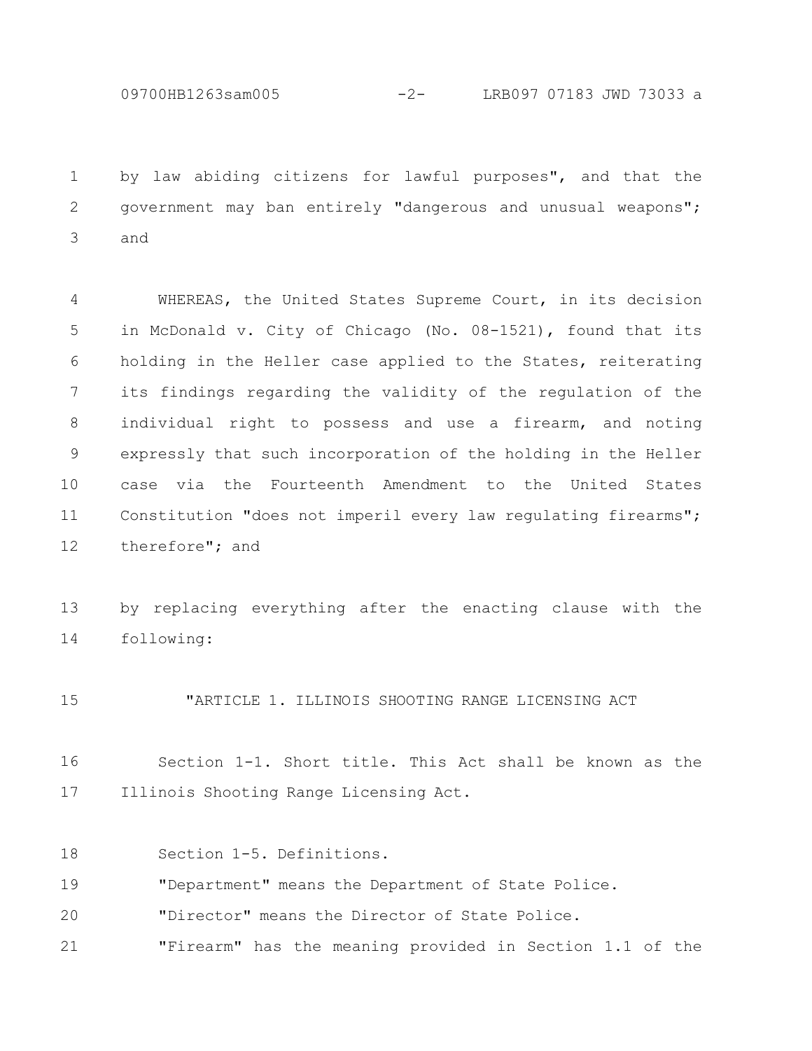by law abiding citizens for lawful purposes", and that the government may ban entirely "dangerous and unusual weapons"; and

WHEREAS, the United States Supreme Court, in its decision in McDonald v. City of Chicago (No. 08-1521), found that its holding in the Heller case applied to the States, reiterating its findings regarding the validity of the regulation of the individual right to possess and use a firearm, and noting expressly that such incorporation of the holding in the Heller case via the Fourteenth Amendment to the United States Constitution "does not imperil every law regulating firearms"; therefore"; and

by replacing everything after the enacting clause with the following:

"ARTICLE 1. ILLINOIS SHOOTING RANGE LICENSING ACT

Section 1-1. Short title. This Act shall be known as the Illinois Shooting Range Licensing Act.

Section 1-5. Definitions.

"Department" means the Department of State Police.

"Director" means the Director of State Police.

"Firearm" has the meaning provided in Section 1.1 of the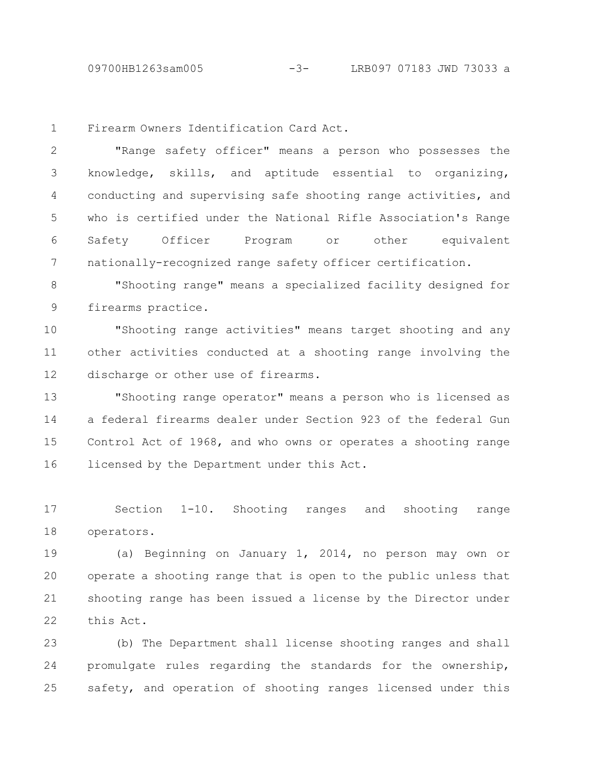Firearm Owners Identification Card Act.

"Range safety officer" means a person who possesses the knowledge, skills, and aptitude essential to organizing, conducting and supervising safe shooting range activities, and who is certified under the National Rifle Association's Range Safety Officer Program or other equivalent nationally-recognized range safety officer certification.

"Shooting range" means a specialized facility designed for firearms practice.

"Shooting range activities" means target shooting and any other activities conducted at a shooting range involving the discharge or other use of firearms.

"Shooting range operator" means a person who is licensed as a federal firearms dealer under Section 923 of the federal Gun Control Act of 1968, and who owns or operates a shooting range licensed by the Department under this Act.

Section 1-10. Shooting ranges and shooting range operators.

(a) Beginning on January 1, 2014, no person may own or operate a shooting range that is open to the public unless that shooting range has been issued a license by the Director under this Act.

(b) The Department shall license shooting ranges and shall promulgate rules regarding the standards for the ownership, safety, and operation of shooting ranges licensed under this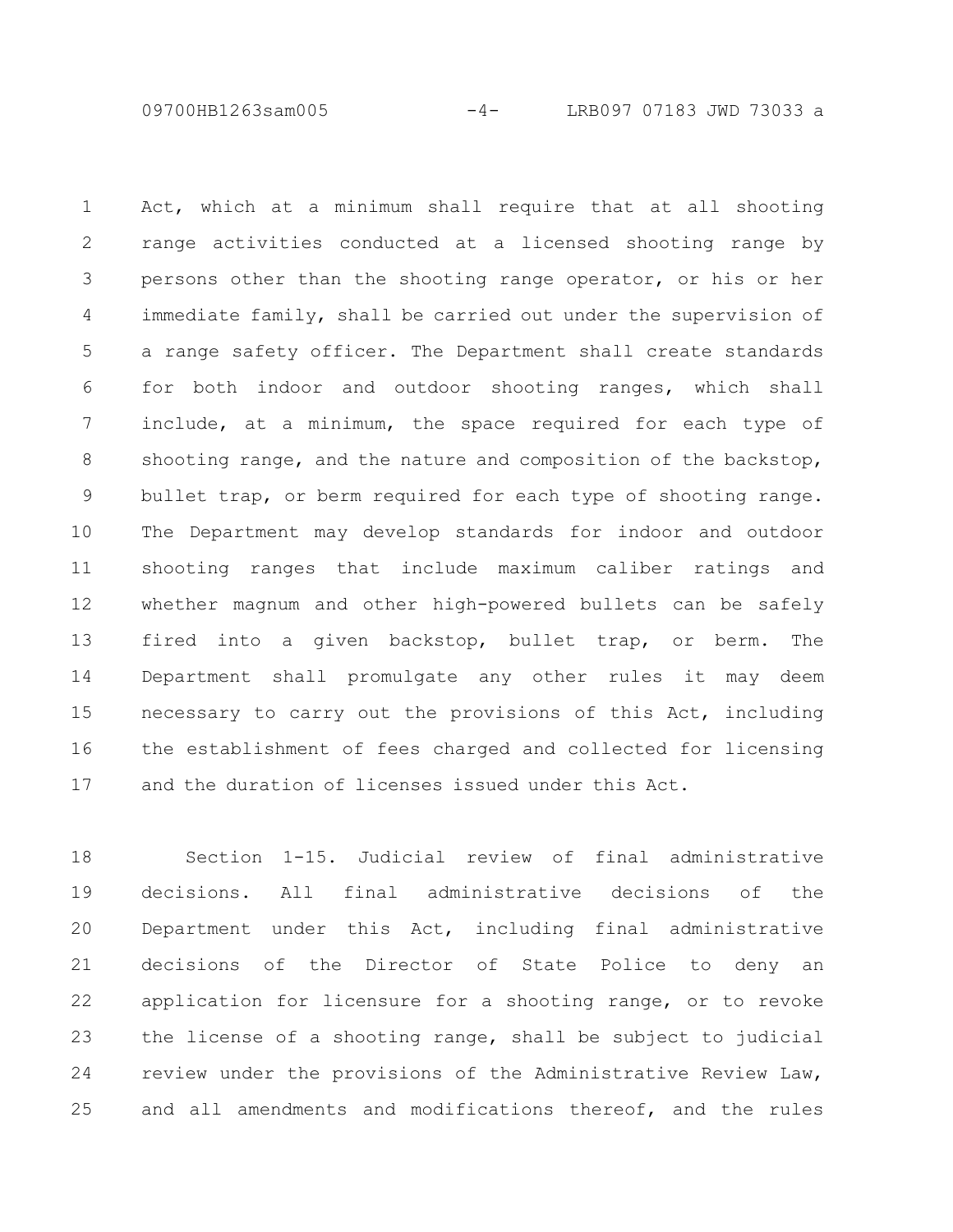Act, which at a minimum shall require that at all shooting range activities conducted at a licensed shooting range by persons other than the shooting range operator, or his or her immediate family, shall be carried out under the supervision of a range safety officer. The Department shall create standards for both indoor and outdoor shooting ranges, which shall include, at a minimum, the space required for each type of shooting range, and the nature and composition of the backstop, bullet trap, or berm required for each type of shooting range. The Department may develop standards for indoor and outdoor shooting ranges that include maximum caliber ratings and whether magnum and other high-powered bullets can be safely fired into a given backstop, bullet trap, or berm. The Department shall promulgate any other rules it may deem necessary to carry out the provisions of this Act, including the establishment of fees charged and collected for licensing and the duration of licenses issued under this Act.

Section 1-15. Judicial review of final administrative decisions. All final administrative decisions of the Department under this Act, including final administrative decisions of the Director of State Police to deny an application for licensure for a shooting range, or to revoke the license of a shooting range, shall be subject to judicial review under the provisions of the Administrative Review Law, and all amendments and modifications thereof, and the rules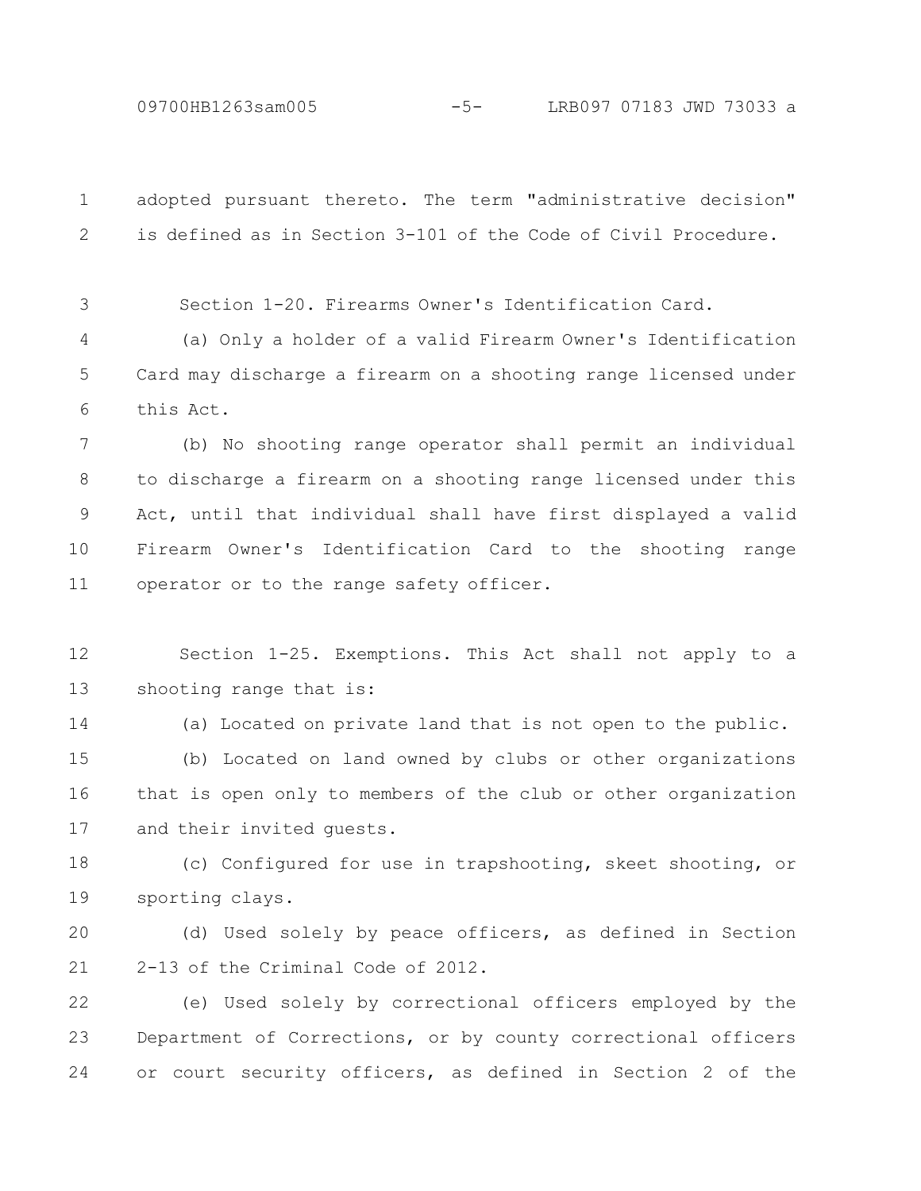adopted pursuant thereto. The term "administrative decision" is defined as in Section 3-101 of the Code of Civil Procedure.

Section 1-20. Firearms Owner's Identification Card.

(a) Only a holder of a valid Firearm Owner's Identification Card may discharge a firearm on a shooting range licensed under this Act.

(b) No shooting range operator shall permit an individual to discharge a firearm on a shooting range licensed under this Act, until that individual shall have first displayed a valid Firearm Owner's Identification Card to the shooting range operator or to the range safety officer.

Section 1-25. Exemptions. This Act shall not apply to a shooting range that is:

(a) Located on private land that is not open to the public.

(b) Located on land owned by clubs or other organizations that is open only to members of the club or other organization and their invited guests.

(c) Configured for use in trapshooting, skeet shooting, or sporting clays.

(d) Used solely by peace officers, as defined in Section 2-13 of the Criminal Code of 2012.

(e) Used solely by correctional officers employed by the Department of Corrections, or by county correctional officers or court security officers, as defined in Section 2 of the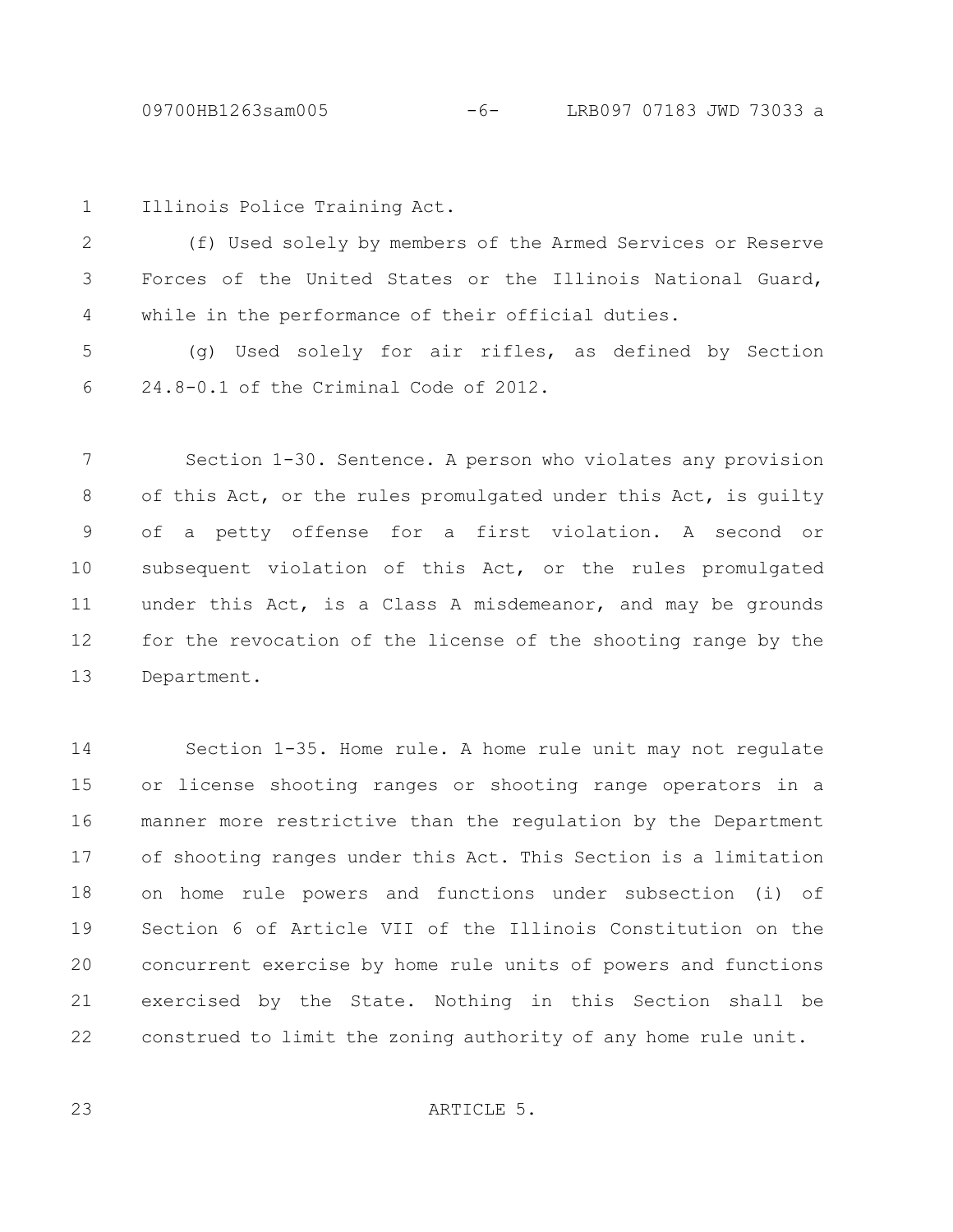Illinois Police Training Act.

(f) Used solely by members of the Armed Services or Reserve Forces of the United States or the Illinois National Guard, while in the performance of their official duties.

(g) Used solely for air rifles, as defined by Section 24.8-0.1 of the Criminal Code of 2012.

Section 1-30. Sentence. A person who violates any provision of this Act, or the rules promulgated under this Act, is guilty of a petty offense for a first violation. A second or subsequent violation of this Act, or the rules promulgated under this Act, is a Class A misdemeanor, and may be grounds for the revocation of the license of the shooting range by the Department.

Section 1-35. Home rule. A home rule unit may not regulate or license shooting ranges or shooting range operators in a manner more restrictive than the regulation by the Department of shooting ranges under this Act. This Section is a limitation on home rule powers and functions under subsection (i) of Section 6 of Article VII of the Illinois Constitution on the concurrent exercise by home rule units of powers and functions exercised by the State. Nothing in this Section shall be construed to limit the zoning authority of any home rule unit.

ARTICLE 5.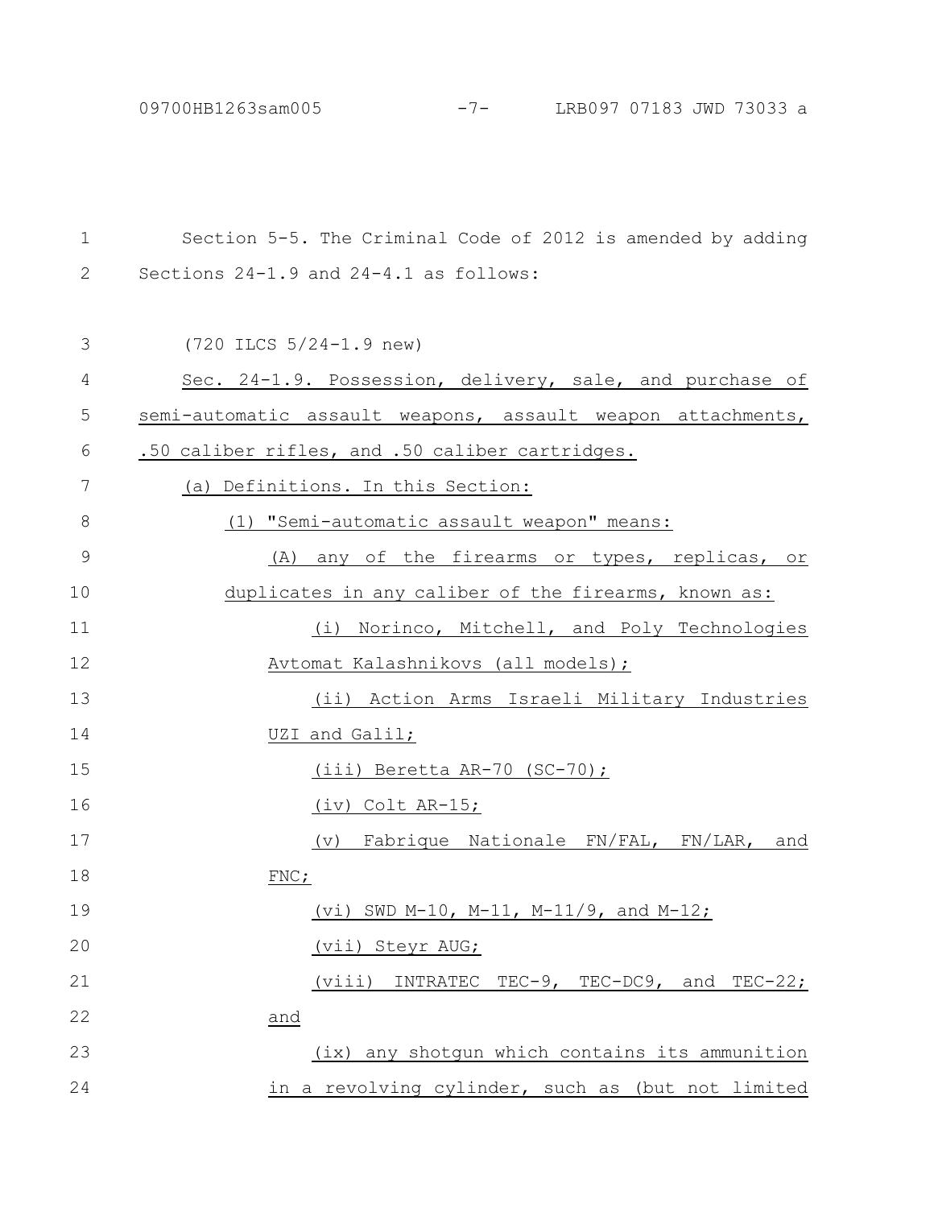Section 5-5. The Criminal Code of 2012 is amended by adding Sections 24-1.9 and 24-4.1 as follows:

(720 ILCS 5/24-1.9 new)

Sec. 24-1.9. Possession, delivery, sale, and purchase of semi-automatic assault weapons, assault weapon attachments, .50 caliber rifles, and .50 caliber cartridges.

(a) Definitions. In this Section:

(1) "Semi-automatic assault weapon" means:

(A) any of the firearms or types, replicas, or duplicates in any caliber of the firearms, known as:

(i) Norinco, Mitchell, and Poly Technologies Avtomat Kalashnikovs (all models);

(ii) Action Arms Israeli Military Industries UZI and Galil;

(iii) Beretta AR-70 (SC-70);

(iv) Colt AR-15;

(v) Fabrique Nationale FN/FAL, FN/LAR, and FNC;

(vi) SWD M-10, M-11, M-11/9, and M-12;

(vii) Steyr AUG;

(viii) INTRATEC TEC-9, TEC-DC9, and TEC-22; and

(ix) any shotgun which contains its ammunition in a revolving cylinder, such as (but not limited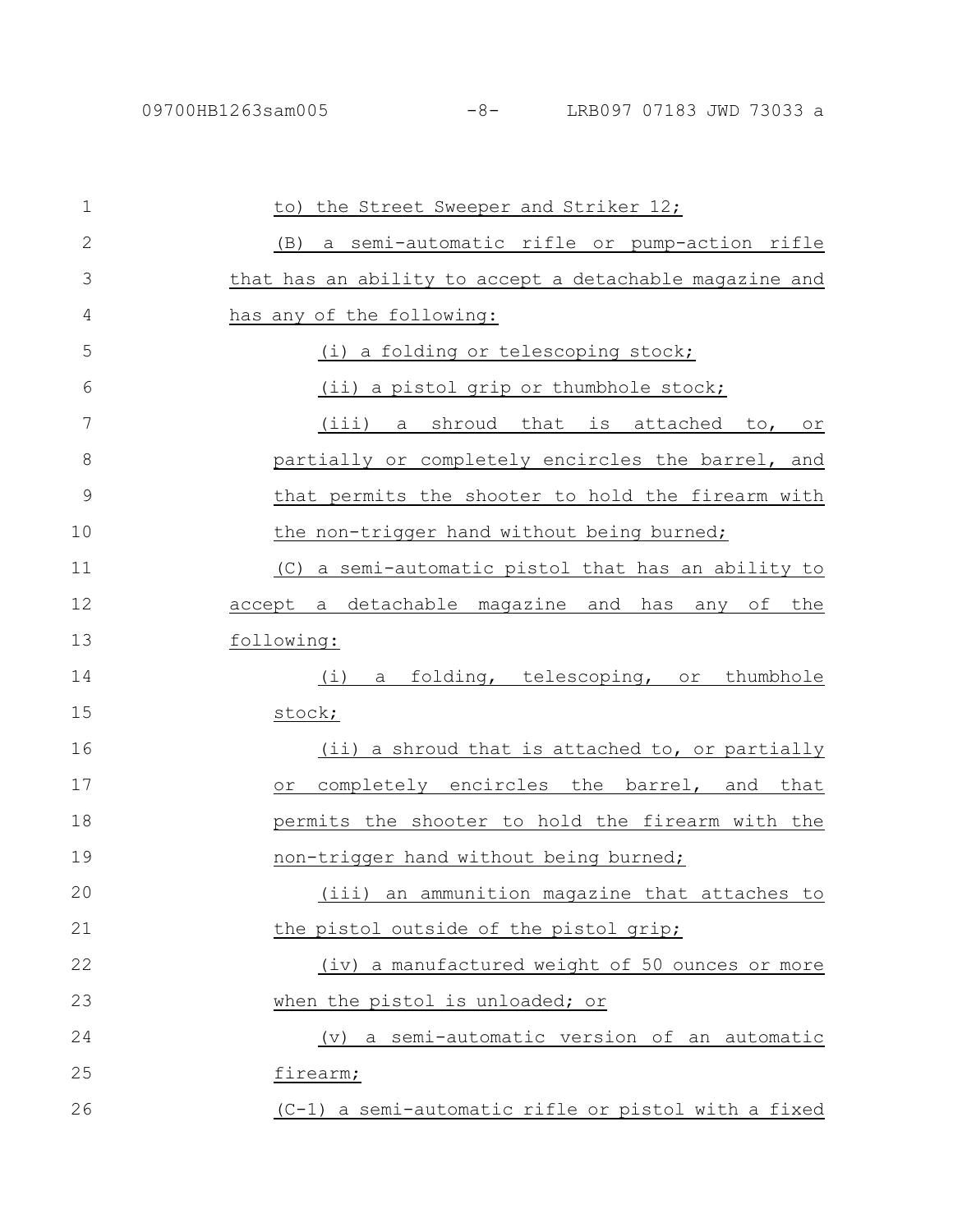to) the Street Sweeper and Striker 12;

(B) a semi-automatic rifle or pump-action rifle that has an ability to accept a detachable magazine and has any of the following:

(i) a folding or telescoping stock;

(ii) a pistol grip or thumbhole stock;

(iii) a shroud that is attached to, or partially or completely encircles the barrel, and that permits the shooter to hold the firearm with the non-trigger hand without being burned;

(C) a semi-automatic pistol that has an ability to accept a detachable magazine and has any of the following:

(i) a folding, telescoping, or thumbhole stock;

(ii) a shroud that is attached to, or partially or completely encircles the barrel, and that permits the shooter to hold the firearm with the non-trigger hand without being burned;

(iii) an ammunition magazine that attaches to the pistol outside of the pistol grip;

(iv) a manufactured weight of 50 ounces or more when the pistol is unloaded; or

(v) a semi-automatic version of an automatic firearm;

(C-1) a semi-automatic rifle or pistol with a fixed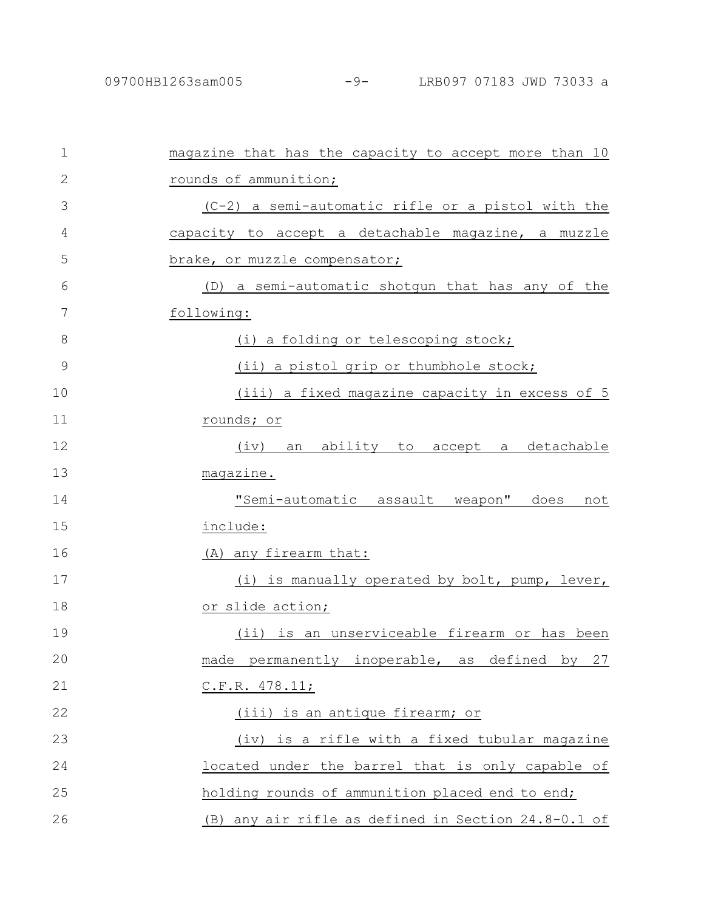magazine that has the capacity to accept more than 10 rounds of ammunition;

(C-2) a semi-automatic rifle or a pistol with the capacity to accept a detachable magazine, a muzzle brake, or muzzle compensator;

(D) a semi-automatic shotgun that has any of the following:

(i) a folding or telescoping stock;

(ii) a pistol grip or thumbhole stock;

(iii) a fixed magazine capacity in excess of 5 rounds; or

(iv) an ability to accept a detachable magazine.

"Semi-automatic assault weapon" does not include:

(A) any firearm that:

(i) is manually operated by bolt, pump, lever, or slide action;

(ii) is an unserviceable firearm or has been made permanently inoperable, as defined by 27 C.F.R. 478.11;

(iii) is an antique firearm; or

(iv) is a rifle with a fixed tubular magazine located under the barrel that is only capable of holding rounds of ammunition placed end to end;

(B) any air rifle as defined in Section 24.8-0.1 of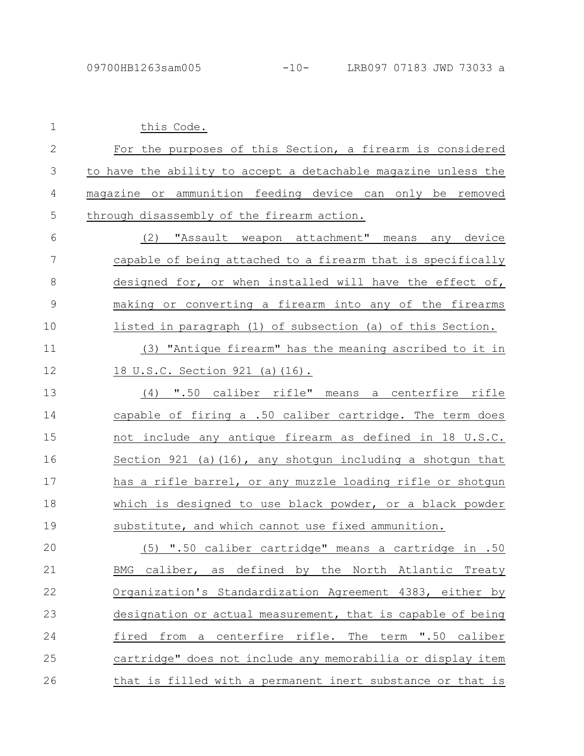this Code.

For the purposes of this Section, a firearm is considered to have the ability to accept a detachable magazine unless the magazine or ammunition feeding device can only be removed through disassembly of the firearm action.

(2) "Assault weapon attachment" means any device capable of being attached to a firearm that is specifically designed for, or when installed will have the effect of, making or converting a firearm into any of the firearms listed in paragraph (1) of subsection (a) of this Section.

(3) "Antique firearm" has the meaning ascribed to it in 18 U.S.C. Section 921 (a)(16).

(4) ".50 caliber rifle" means a centerfire rifle capable of firing a .50 caliber cartridge. The term does not include any antique firearm as defined in 18 U.S.C. Section 921 (a)(16), any shotgun including a shotgun that has a rifle barrel, or any muzzle loading rifle or shotgun which is designed to use black powder, or a black powder substitute, and which cannot use fixed ammunition.

(5) ".50 caliber cartridge" means a cartridge in .50 BMG caliber, as defined by the North Atlantic Treaty Organization's Standardization Agreement 4383, either by designation or actual measurement, that is capable of being fired from a centerfire rifle. The term ".50 caliber cartridge" does not include any memorabilia or display item that is filled with a permanent inert substance or that is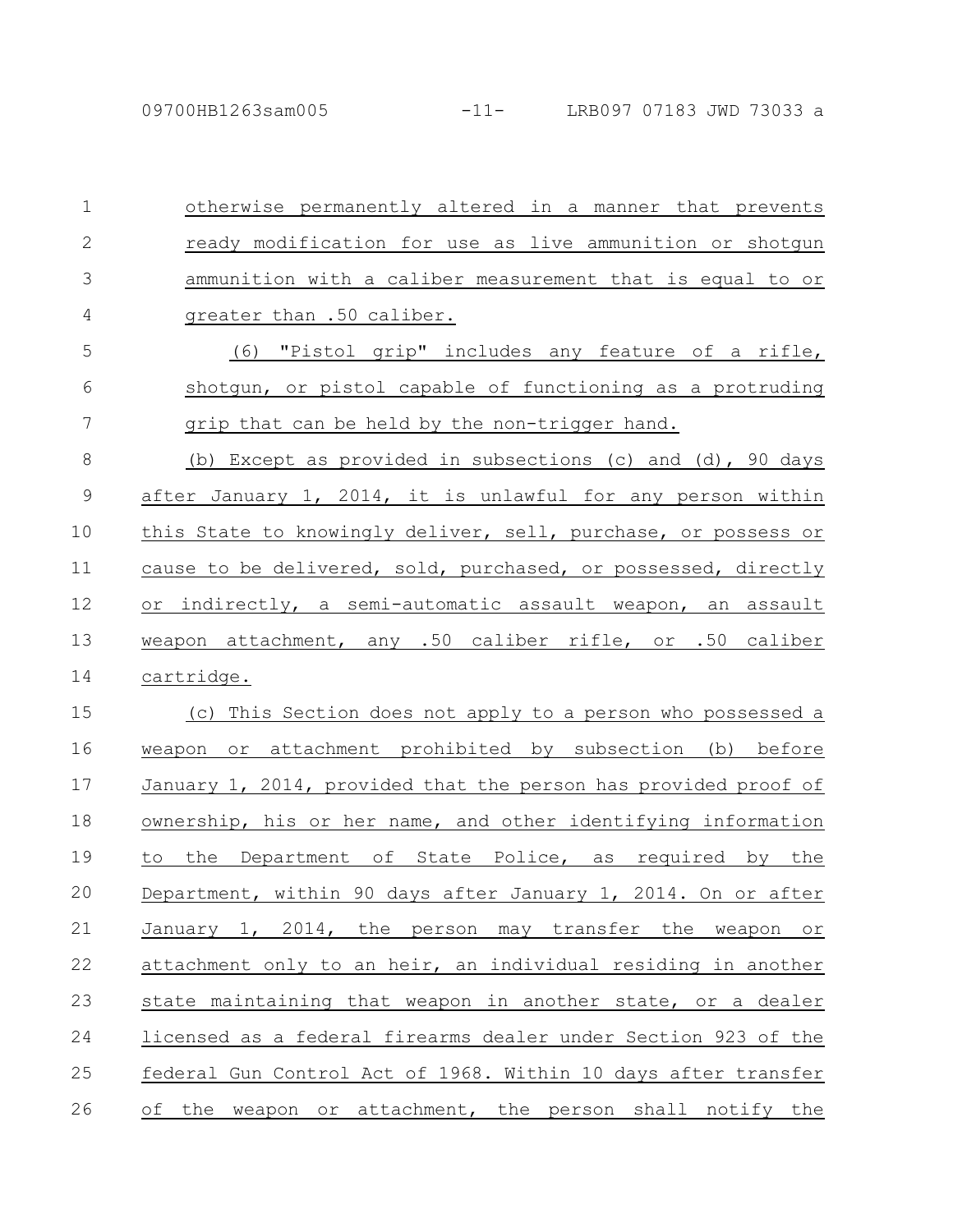otherwise permanently altered in a manner that prevents ready modification for use as live ammunition or shotgun ammunition with a caliber measurement that is equal to or greater than .50 caliber.

(6) "Pistol grip" includes any feature of a rifle, shotgun, or pistol capable of functioning as a protruding grip that can be held by the non-trigger hand.

(b) Except as provided in subsections (c) and (d), 90 days after January 1, 2014, it is unlawful for any person within this State to knowingly deliver, sell, purchase, or possess or cause to be delivered, sold, purchased, or possessed, directly or indirectly, a semi-automatic assault weapon, an assault weapon attachment, any .50 caliber rifle, or .50 caliber cartridge.

(c) This Section does not apply to a person who possessed a weapon or attachment prohibited by subsection (b) before January 1, 2014, provided that the person has provided proof of ownership, his or her name, and other identifying information to the Department of State Police, as required by the Department, within 90 days after January 1, 2014. On or after January 1, 2014, the person may transfer the weapon or attachment only to an heir, an individual residing in another state maintaining that weapon in another state, or a dealer licensed as a federal firearms dealer under Section 923 of the federal Gun Control Act of 1968. Within 10 days after transfer of the weapon or attachment, the person shall notify the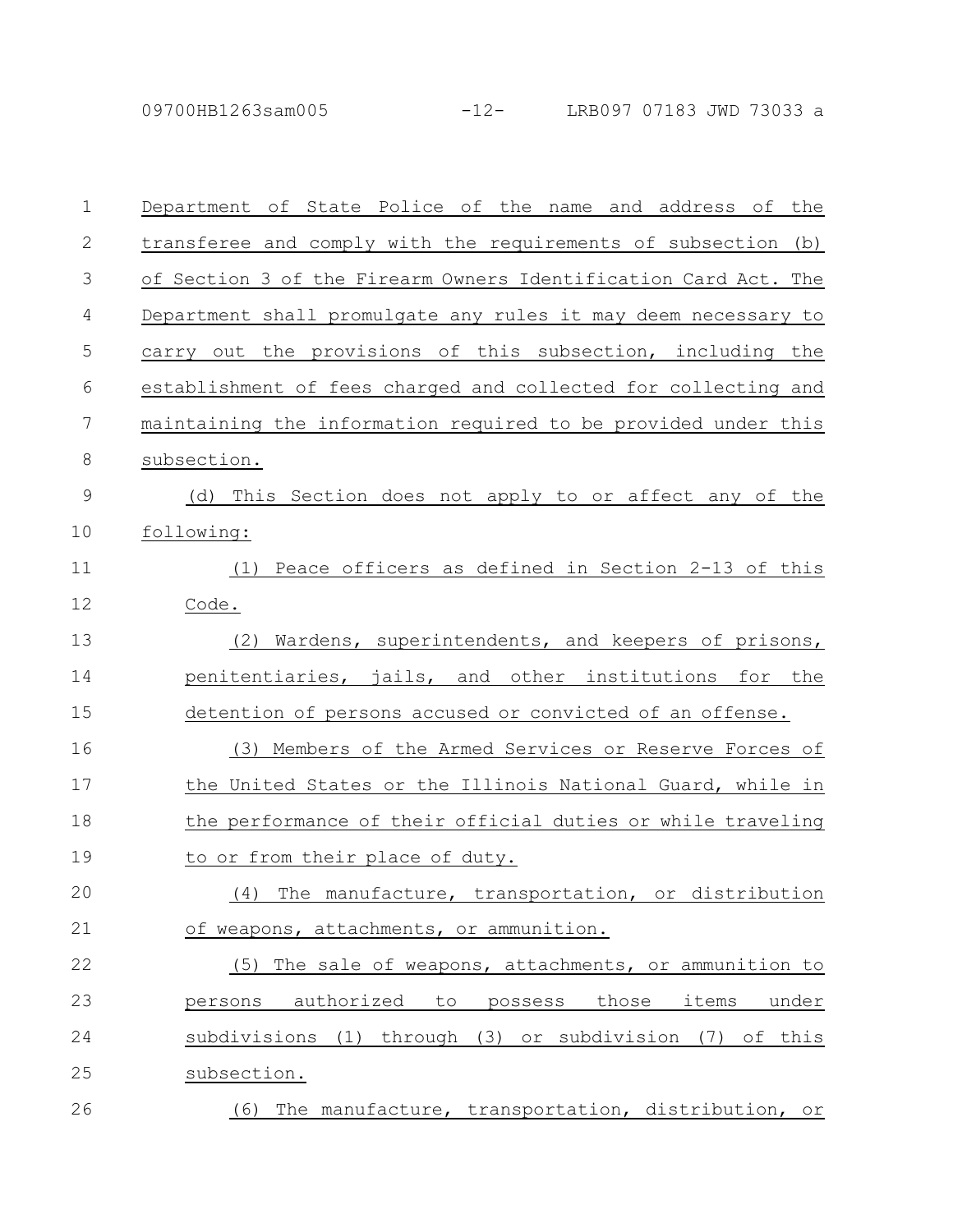Department of State Police of the name and address of the transferee and comply with the requirements of subsection (b) of Section 3 of the Firearm Owners Identification Card Act. The Department shall promulgate any rules it may deem necessary to carry out the provisions of this subsection, including the establishment of fees charged and collected for collecting and maintaining the information required to be provided under this subsection.

(d) This Section does not apply to or affect any of the following:

(1) Peace officers as defined in Section 2-13 of this Code.

(2) Wardens, superintendents, and keepers of prisons, penitentiaries, jails, and other institutions for the detention of persons accused or convicted of an offense.

(3) Members of the Armed Services or Reserve Forces of the United States or the Illinois National Guard, while in the performance of their official duties or while traveling to or from their place of duty.

(4) The manufacture, transportation, or distribution of weapons, attachments, or ammunition.

(5) The sale of weapons, attachments, or ammunition to persons authorized to possess those items under subdivisions (1) through (3) or subdivision (7) of this subsection.

(6) The manufacture, transportation, distribution, or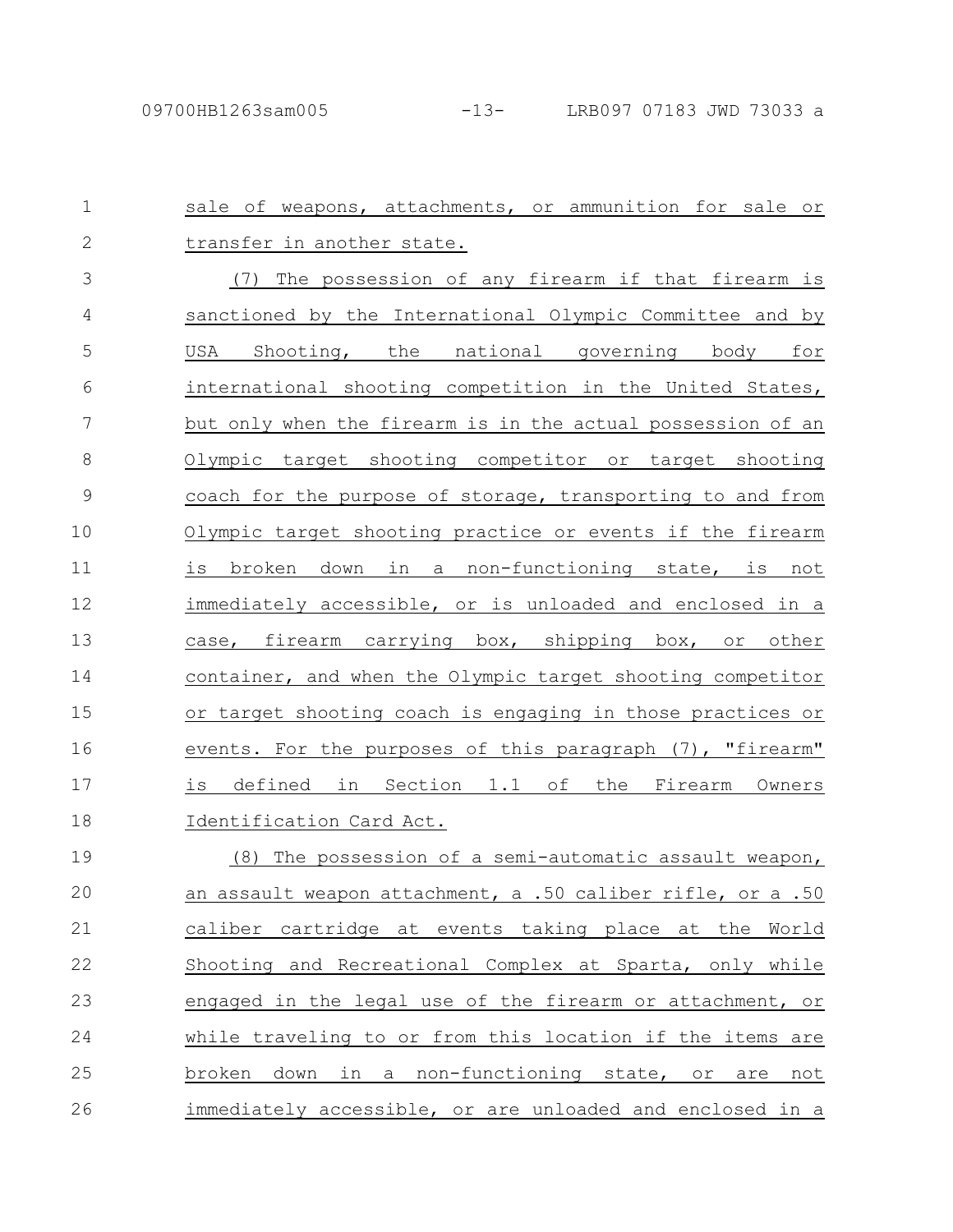sale of weapons, attachments, or ammunition for sale or transfer in another state.

(7) The possession of any firearm if that firearm is sanctioned by the International Olympic Committee and by USA Shooting, the national governing body for international shooting competition in the United States, but only when the firearm is in the actual possession of an Olympic target shooting competitor or target shooting coach for the purpose of storage, transporting to and from Olympic target shooting practice or events if the firearm is broken down in a non-functioning state, is not immediately accessible, or is unloaded and enclosed in a case, firearm carrying box, shipping box, or other container, and when the Olympic target shooting competitor or target shooting coach is engaging in those practices or events. For the purposes of this paragraph (7), "firearm" is defined in Section 1.1 of the Firearm Owners Identification Card Act.

(8) The possession of a semi-automatic assault weapon, an assault weapon attachment, a .50 caliber rifle, or a .50 caliber cartridge at events taking place at the World Shooting and Recreational Complex at Sparta, only while engaged in the legal use of the firearm or attachment, or while traveling to or from this location if the items are broken down in a non-functioning state, or are not immediately accessible, or are unloaded and enclosed in a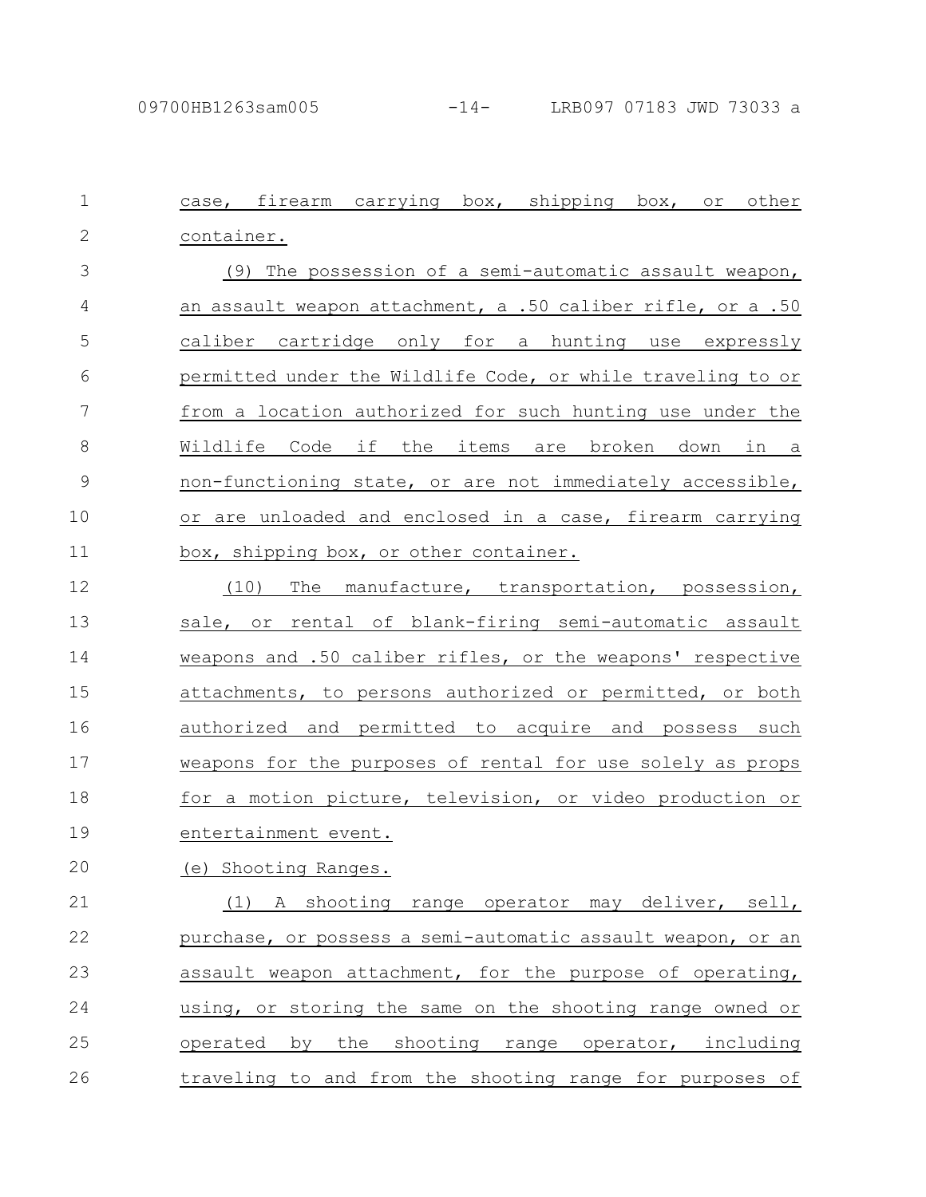case, firearm carrying box, shipping box, or other container.

(9) The possession of a semi-automatic assault weapon, an assault weapon attachment, a .50 caliber rifle, or a .50 caliber cartridge only for a hunting use expressly permitted under the Wildlife Code, or while traveling to or from a location authorized for such hunting use under the Wildlife Code if the items are broken down in a non-functioning state, or are not immediately accessible, or are unloaded and enclosed in a case, firearm carrying box, shipping box, or other container.

(10) The manufacture, transportation, possession, sale, or rental of blank-firing semi-automatic assault weapons and .50 caliber rifles, or the weapons' respective attachments, to persons authorized or permitted, or both authorized and permitted to acquire and possess such weapons for the purposes of rental for use solely as props for a motion picture, television, or video production or entertainment event.

(e) Shooting Ranges.

(1) A shooting range operator may deliver, sell, purchase, or possess a semi-automatic assault weapon, or an assault weapon attachment, for the purpose of operating, using, or storing the same on the shooting range owned or operated by the shooting range operator, including traveling to and from the shooting range for purposes of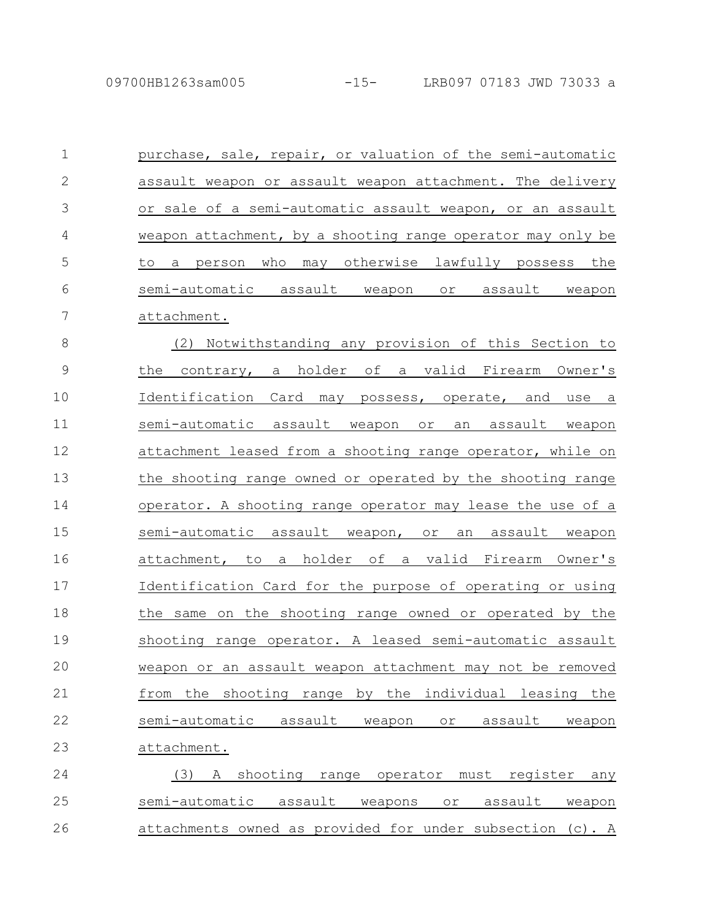purchase, sale, repair, or valuation of the semi-automatic assault weapon or assault weapon attachment. The delivery or sale of a semi-automatic assault weapon, or an assault weapon attachment, by a shooting range operator may only be to a person who may otherwise lawfully possess the semi-automatic assault weapon or assault weapon attachment.

(2) Notwithstanding any provision of this Section to the contrary, a holder of a valid Firearm Owner's Identification Card may possess, operate, and use a semi-automatic assault weapon or an assault weapon attachment leased from a shooting range operator, while on the shooting range owned or operated by the shooting range operator. A shooting range operator may lease the use of a semi-automatic assault weapon, or an assault weapon attachment, to a holder of a valid Firearm Owner's Identification Card for the purpose of operating or using the same on the shooting range owned or operated by the shooting range operator. A leased semi-automatic assault weapon or an assault weapon attachment may not be removed from the shooting range by the individual leasing the semi-automatic assault weapon or assault weapon attachment.

(3) A shooting range operator must register any semi-automatic assault weapons or assault weapon attachments owned as provided for under subsection (c). A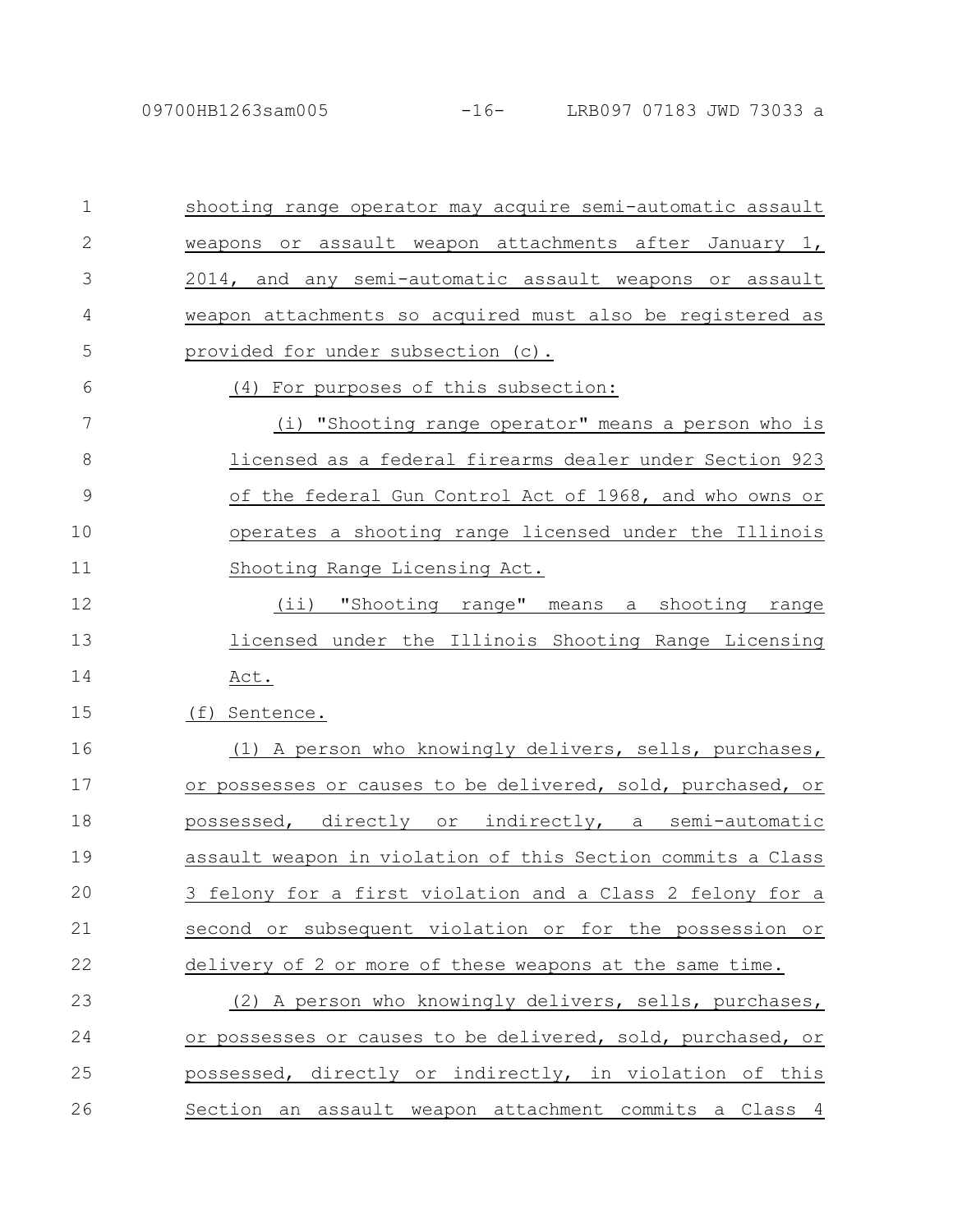shooting range operator may acquire semi-automatic assault weapons or assault weapon attachments after January 1, 2014, and any semi-automatic assault weapons or assault weapon attachments so acquired must also be registered as provided for under subsection (c).

(4) For purposes of this subsection:

(i) "Shooting range operator" means a person who is licensed as a federal firearms dealer under Section 923 of the federal Gun Control Act of 1968, and who owns or operates a shooting range licensed under the Illinois Shooting Range Licensing Act.

(ii) "Shooting range" means a shooting range licensed under the Illinois Shooting Range Licensing Act.

(f) Sentence.

(1) A person who knowingly delivers, sells, purchases, or possesses or causes to be delivered, sold, purchased, or possessed, directly or indirectly, a semi-automatic assault weapon in violation of this Section commits a Class 3 felony for a first violation and a Class 2 felony for a second or subsequent violation or for the possession or delivery of 2 or more of these weapons at the same time.

(2) A person who knowingly delivers, sells, purchases, or possesses or causes to be delivered, sold, purchased, or possessed, directly or indirectly, in violation of this Section an assault weapon attachment commits a Class 4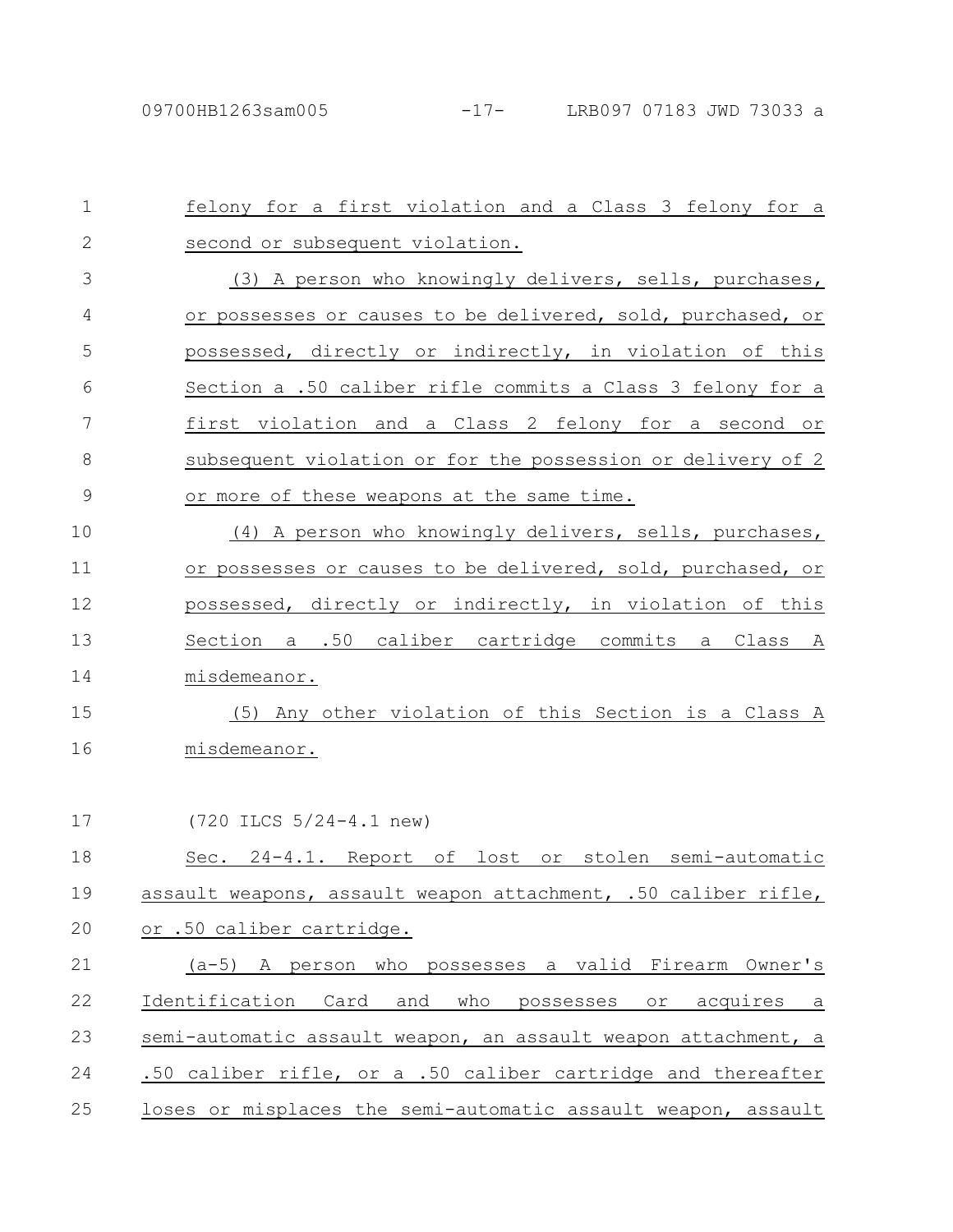felony for a first violation and a Class 3 felony for a second or subsequent violation.

(3) A person who knowingly delivers, sells, purchases, or possesses or causes to be delivered, sold, purchased, or possessed, directly or indirectly, in violation of this Section a .50 caliber rifle commits a Class 3 felony for a first violation and a Class 2 felony for a second or subsequent violation or for the possession or delivery of 2 or more of these weapons at the same time.

(4) A person who knowingly delivers, sells, purchases, or possesses or causes to be delivered, sold, purchased, or possessed, directly or indirectly, in violation of this Section a .50 caliber cartridge commits a Class A misdemeanor.

(5) Any other violation of this Section is a Class A misdemeanor.

(720 ILCS 5/24-4.1 new)

Sec. 24-4.1. Report of lost or stolen semi-automatic assault weapons, assault weapon attachment, .50 caliber rifle, or .50 caliber cartridge.

(a-5) A person who possesses a valid Firearm Owner's Identification Card and who possesses or acquires a semi-automatic assault weapon, an assault weapon attachment, a .50 caliber rifle, or a .50 caliber cartridge and thereafter loses or misplaces the semi-automatic assault weapon, assault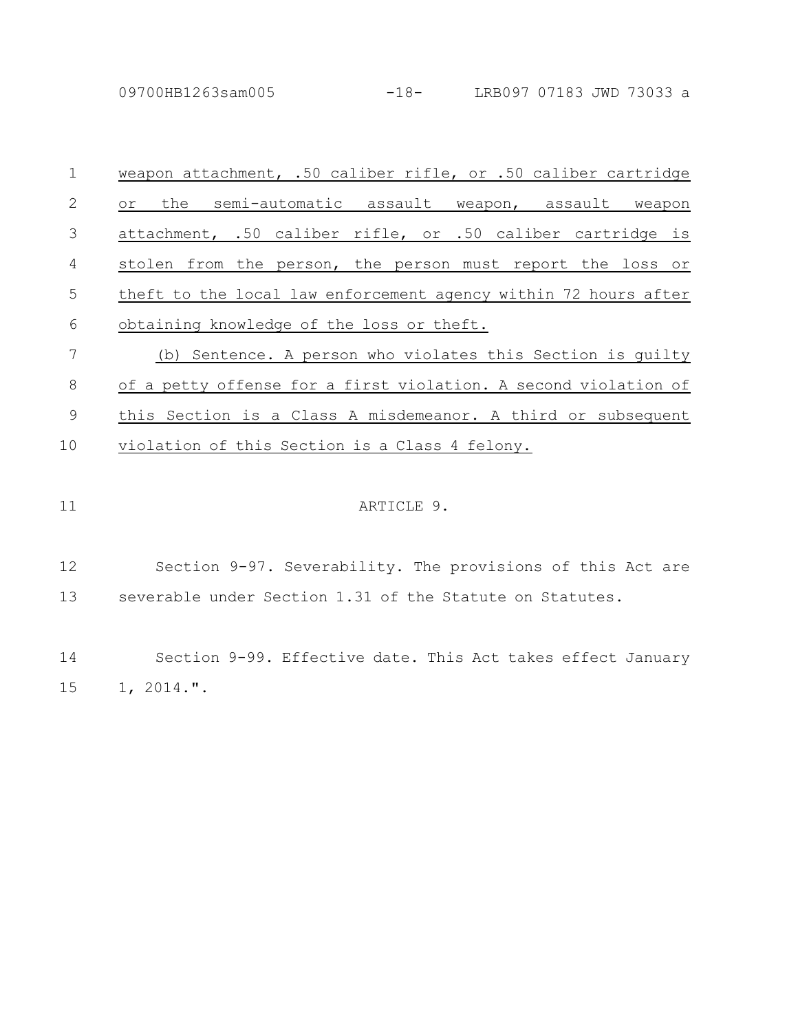weapon attachment, .50 caliber rifle, or .50 caliber cartridge or the semi-automatic assault weapon, assault weapon attachment, .50 caliber rifle, or .50 caliber cartridge is stolen from the person, the person must report the loss or theft to the local law enforcement agency within 72 hours after obtaining knowledge of the loss or theft.

(b) Sentence. A person who violates this Section is guilty of a petty offense for a first violation. A second violation of this Section is a Class A misdemeanor. A third or subsequent violation of this Section is a Class 4 felony.

ARTICLE 9.

Section 9-97. Severability. The provisions of this Act are severable under Section 1.31 of the Statute on Statutes.

Section 9-99. Effective date. This Act takes effect January 1, 2014.".